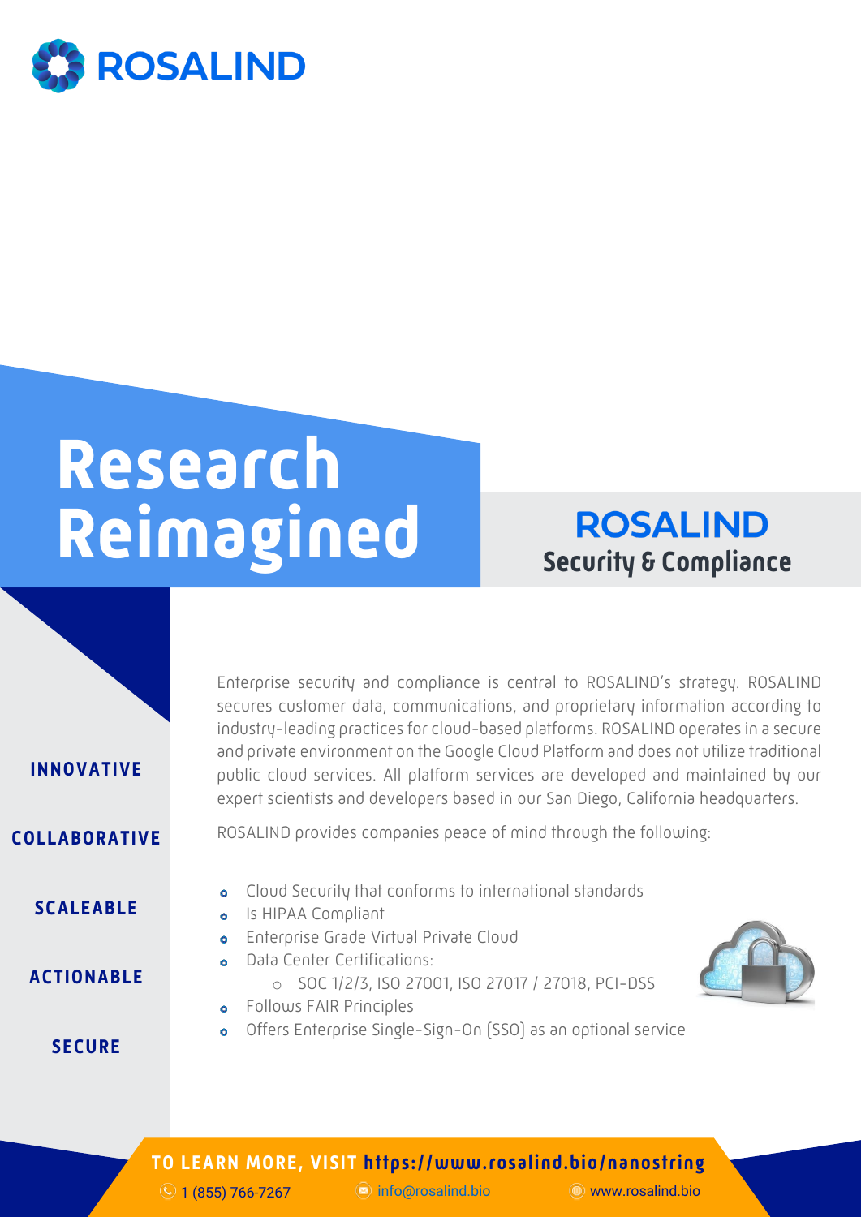# ROSALIND

# Research Reimagined

## ROSALIND Security & Compliance

**INNOVATIVE**

**COLLABORATIVE**

**SCALEABLE**

**ACTIONABLE**

**SECURE**

Enterprise security and compliance is central to ROSALIND's strategy. ROSALIND secures customer data, communications, and proprietary information according to industry-leading practices for cloud-based platforms. ROSALIND operates in a secure and private environment on the Google Cloud Platform and does not utilize traditional public cloud services. All platform services are developed and maintained by our expert scientists and developers based in our San Diego, California headquarters.

ROSALIND provides companies peace of mind through the following:

- Cloud Security that conforms to international standards
- Is HIPAA Compliant
- Enterprise Grade Virtual Private Cloud
- Data Center Certifications:
  - SOC 1/2/3, ISO 27001, ISO 27017 / 27018, PCI-DSS
- Follows FAIR Principles
- Offers Enterprise Single-Sign-On (SSO) as an optional service

**TO LEARN MORE, VISIT https://www.rosalind.bio/nanostring**

1 (855) 766-7267 | info@rosalind.bio | www.rosalind.bio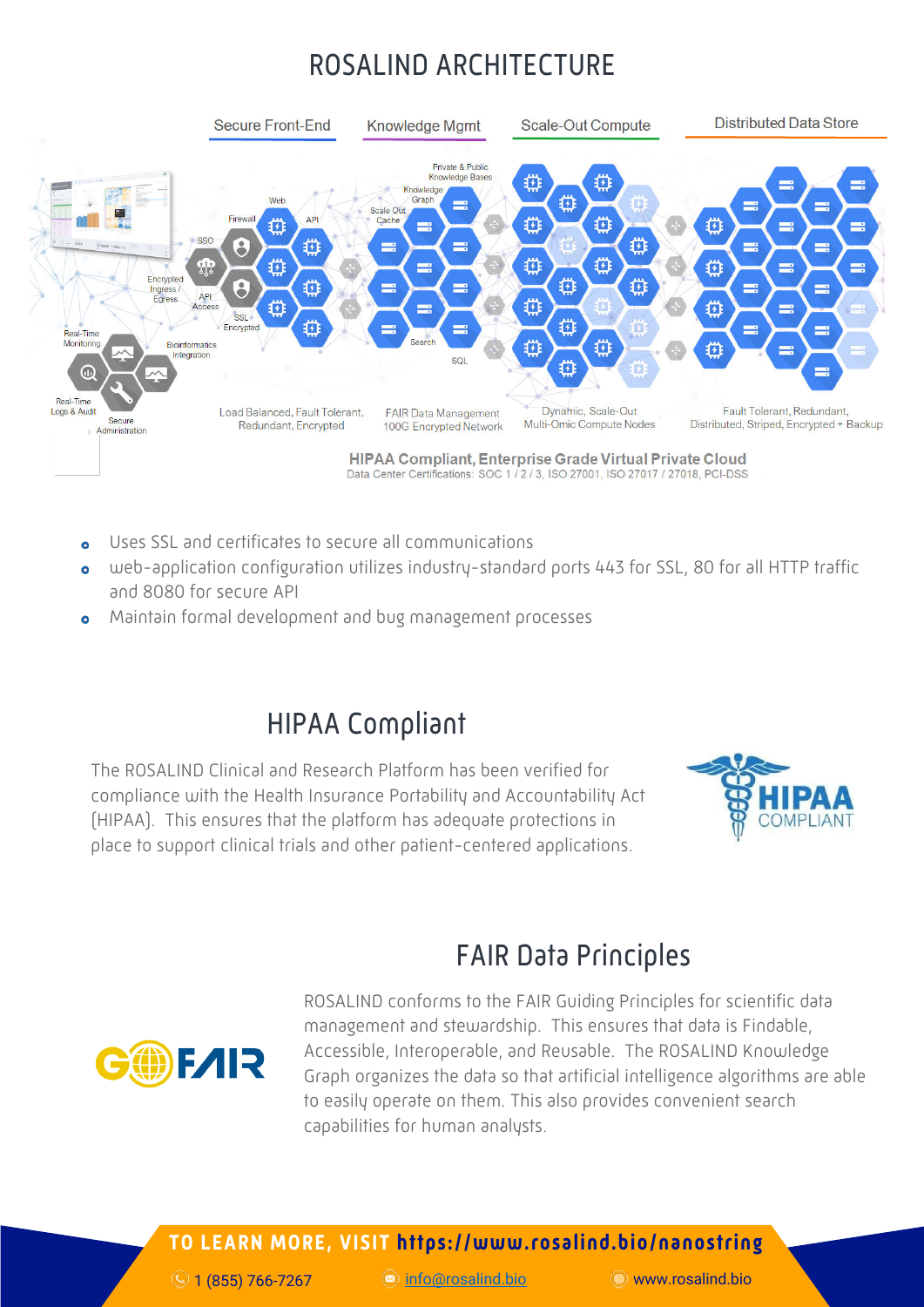# ROSALIND ARCHITECTURE

Secure Front-End

Knowledge Mgmt

Scale-Out Compute

Distributed Data Store

Private & Public Knowledge Bases

Knowledge Graph

Scale Out Cache

Web

Firewall

API

SSO

Encrypted Ingress / Egress

API Access

SSL Encrypted

Real-Time Monitoring

Bioinformatics Integration

Real-Time Logs & Audit

Secure Administration

Search

SQL

Load Balanced, Fault Tolerant, Redundant, Encrypted

FAIR Data Management 100G Encrypted Network

Dynamic, Scale-Out Multi-Omic Compute Nodes

Fault Tolerant, Redundant, Distributed, Striped, Encrypted + Backup

**HIPAA Compliant, Enterprise Grade Virtual Private Cloud**

Data Center Certifications: SOC 1 / 2 / 3, ISO 27001, ISO 27017 / 27018, PCI-DSS

- Uses SSL and certificates to secure all communications
- web-application configuration utilizes industry-standard ports 443 for SSL, 80 for all HTTP traffic and 8080 for secure API
- Maintain formal development and bug management processes

## HIPAA Compliant

The ROSALIND Clinical and Research Platform has been verified for compliance with the Health Insurance Portability and Accountability Act (HIPAA). This ensures that the platform has adequate protections in place to support clinical trials and other patient-centered applications.

HIPAA COMPLIANT

## FAIR Data Principles

GO FAIR

ROSALIND conforms to the FAIR Guiding Principles for scientific data management and stewardship. This ensures that data is Findable, Accessible, Interoperable, and Reusable. The ROSALIND Knowledge Graph organizes the data so that artificial intelligence algorithms are able to easily operate on them. This also provides convenient search capabilities for human analysts.

**TO LEARN MORE, VISIT https://www.rosalind.bio/nanostring**

1 (855) 766-7267 | info@rosalind.bio | www.rosalind.bio